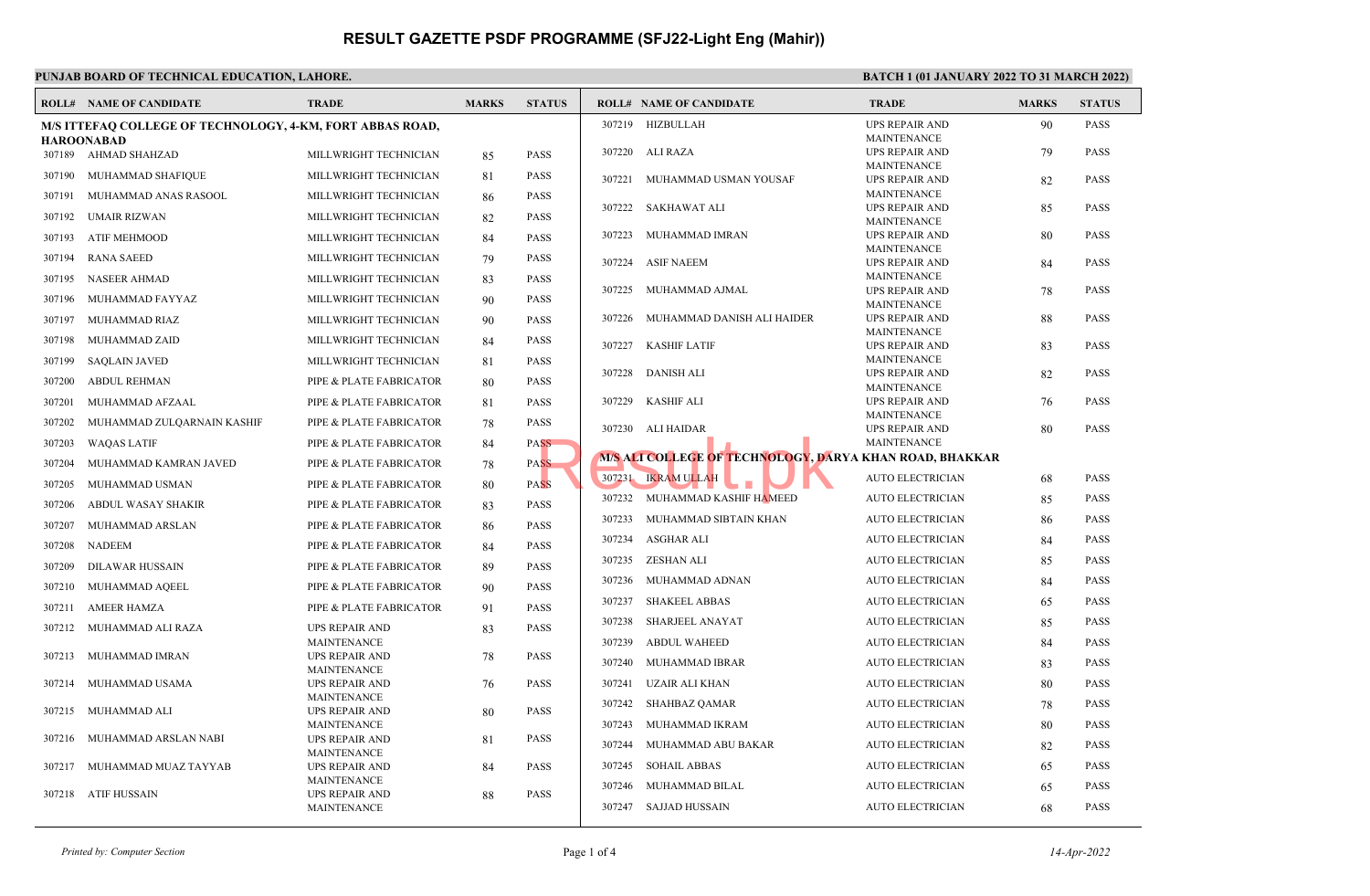# RESULT GAZETTE PSDF PROGRAMME (SFJ22-Light Eng (Mahir))

**PUNJAB BOARD OF TECHNICAL EDUCATION, LAHORE.**

**BATCH 1 (01 JANUARY 2022 TO 31 MARCH 2022)**

| ROLL# | NAME OF CANDIDATE | TRADE | MARKS | STATUS |
|---|---|---|---|---|
| **M/S ITTEFAQ COLLEGE OF TECHNOLOGY, 4-KM, FORT ABBAS ROAD, HAROONABAD** | | | | |
| 307189 | AHMAD SHAHZAD | MILLWRIGHT TECHNICIAN | 85 | PASS |
| 307190 | MUHAMMAD SHAFIQUE | MILLWRIGHT TECHNICIAN | 81 | PASS |
| 307191 | MUHAMMAD ANAS RASOOL | MILLWRIGHT TECHNICIAN | 86 | PASS |
| 307192 | UMAIR RIZWAN | MILLWRIGHT TECHNICIAN | 82 | PASS |
| 307193 | ATIF MEHMOOD | MILLWRIGHT TECHNICIAN | 84 | PASS |
| 307194 | RANA SAEED | MILLWRIGHT TECHNICIAN | 79 | PASS |
| 307195 | NASEER AHMAD | MILLWRIGHT TECHNICIAN | 83 | PASS |
| 307196 | MUHAMMAD FAYYAZ | MILLWRIGHT TECHNICIAN | 90 | PASS |
| 307197 | MUHAMMAD RIAZ | MILLWRIGHT TECHNICIAN | 90 | PASS |
| 307198 | MUHAMMAD ZAID | MILLWRIGHT TECHNICIAN | 84 | PASS |
| 307199 | SAQLAIN JAVED | MILLWRIGHT TECHNICIAN | 81 | PASS |
| 307200 | ABDUL REHMAN | PIPE & PLATE FABRICATOR | 80 | PASS |
| 307201 | MUHAMMAD AFZAAL | PIPE & PLATE FABRICATOR | 81 | PASS |
| 307202 | MUHAMMAD ZULQARNAIN KASHIF | PIPE & PLATE FABRICATOR | 78 | PASS |
| 307203 | WAQAS LATIF | PIPE & PLATE FABRICATOR | 84 | PASS |
| 307204 | MUHAMMAD KAMRAN JAVED | PIPE & PLATE FABRICATOR | 78 | PASS |
| 307205 | MUHAMMAD USMAN | PIPE & PLATE FABRICATOR | 80 | PASS |
| 307206 | ABDUL WASAY SHAKIR | PIPE & PLATE FABRICATOR | 83 | PASS |
| 307207 | MUHAMMAD ARSLAN | PIPE & PLATE FABRICATOR | 86 | PASS |
| 307208 | NADEEM | PIPE & PLATE FABRICATOR | 84 | PASS |
| 307209 | DILAWAR HUSSAIN | PIPE & PLATE FABRICATOR | 89 | PASS |
| 307210 | MUHAMMAD AQEEL | PIPE & PLATE FABRICATOR | 90 | PASS |
| 307211 | AMEER HAMZA | PIPE & PLATE FABRICATOR | 91 | PASS |
| 307212 | MUHAMMAD ALI RAZA | UPS REPAIR AND MAINTENANCE | 83 | PASS |
| 307213 | MUHAMMAD IMRAN | UPS REPAIR AND MAINTENANCE | 78 | PASS |
| 307214 | MUHAMMAD USAMA | UPS REPAIR AND MAINTENANCE | 76 | PASS |
| 307215 | MUHAMMAD ALI | UPS REPAIR AND MAINTENANCE | 80 | PASS |
| 307216 | MUHAMMAD ARSLAN NABI | UPS REPAIR AND MAINTENANCE | 81 | PASS |
| 307217 | MUHAMMAD MUAZ TAYYAB | UPS REPAIR AND MAINTENANCE | 84 | PASS |
| 307218 | ATIF HUSSAIN | UPS REPAIR AND MAINTENANCE | 88 | PASS |
| 307219 | HIZBULLAH | UPS REPAIR AND MAINTENANCE | 90 | PASS |
| 307220 | ALI RAZA | UPS REPAIR AND MAINTENANCE | 79 | PASS |
| 307221 | MUHAMMAD USMAN YOUSAF | UPS REPAIR AND MAINTENANCE | 82 | PASS |
| 307222 | SAKHAWAT ALI | UPS REPAIR AND MAINTENANCE | 85 | PASS |
| 307223 | MUHAMMAD IMRAN | UPS REPAIR AND MAINTENANCE | 80 | PASS |
| 307224 | ASIF NAEEM | UPS REPAIR AND MAINTENANCE | 84 | PASS |
| 307225 | MUHAMMAD AJMAL | UPS REPAIR AND MAINTENANCE | 78 | PASS |
| 307226 | MUHAMMAD DANISH ALI HAIDER | UPS REPAIR AND MAINTENANCE | 88 | PASS |
| 307227 | KASHIF LATIF | UPS REPAIR AND MAINTENANCE | 83 | PASS |
| 307228 | DANISH ALI | UPS REPAIR AND MAINTENANCE | 82 | PASS |
| 307229 | KASHIF ALI | UPS REPAIR AND MAINTENANCE | 76 | PASS |
| 307230 | ALI HAIDAR | UPS REPAIR AND MAINTENANCE | 80 | PASS |
| **M/S ALI COLLEGE OF TECHNOLOGY, DARYA KHAN ROAD, BHAKKAR** | | | | |
| 307231 | IKRAM ULLAH | AUTO ELECTRICIAN | 68 | PASS |
| 307232 | MUHAMMAD KASHIF HAMEED | AUTO ELECTRICIAN | 85 | PASS |
| 307233 | MUHAMMAD SIBTAIN KHAN | AUTO ELECTRICIAN | 86 | PASS |
| 307234 | ASGHAR ALI | AUTO ELECTRICIAN | 84 | PASS |
| 307235 | ZESHAN ALI | AUTO ELECTRICIAN | 85 | PASS |
| 307236 | MUHAMMAD ADNAN | AUTO ELECTRICIAN | 84 | PASS |
| 307237 | SHAKEEL ABBAS | AUTO ELECTRICIAN | 65 | PASS |
| 307238 | SHARJEEL ANAYAT | AUTO ELECTRICIAN | 85 | PASS |
| 307239 | ABDUL WAHEED | AUTO ELECTRICIAN | 84 | PASS |
| 307240 | MUHAMMAD IBRAR | AUTO ELECTRICIAN | 83 | PASS |
| 307241 | UZAIR ALI KHAN | AUTO ELECTRICIAN | 80 | PASS |
| 307242 | SHAHBAZ QAMAR | AUTO ELECTRICIAN | 78 | PASS |
| 307243 | MUHAMMAD IKRAM | AUTO ELECTRICIAN | 80 | PASS |
| 307244 | MUHAMMAD ABU BAKAR | AUTO ELECTRICIAN | 82 | PASS |
| 307245 | SOHAIL ABBAS | AUTO ELECTRICIAN | 65 | PASS |
| 307246 | MUHAMMAD BILAL | AUTO ELECTRICIAN | 65 | PASS |
| 307247 | SAJJAD HUSSAIN | AUTO ELECTRICIAN | 68 | PASS |

*Printed by: Computer Section*

*14-Apr-2022*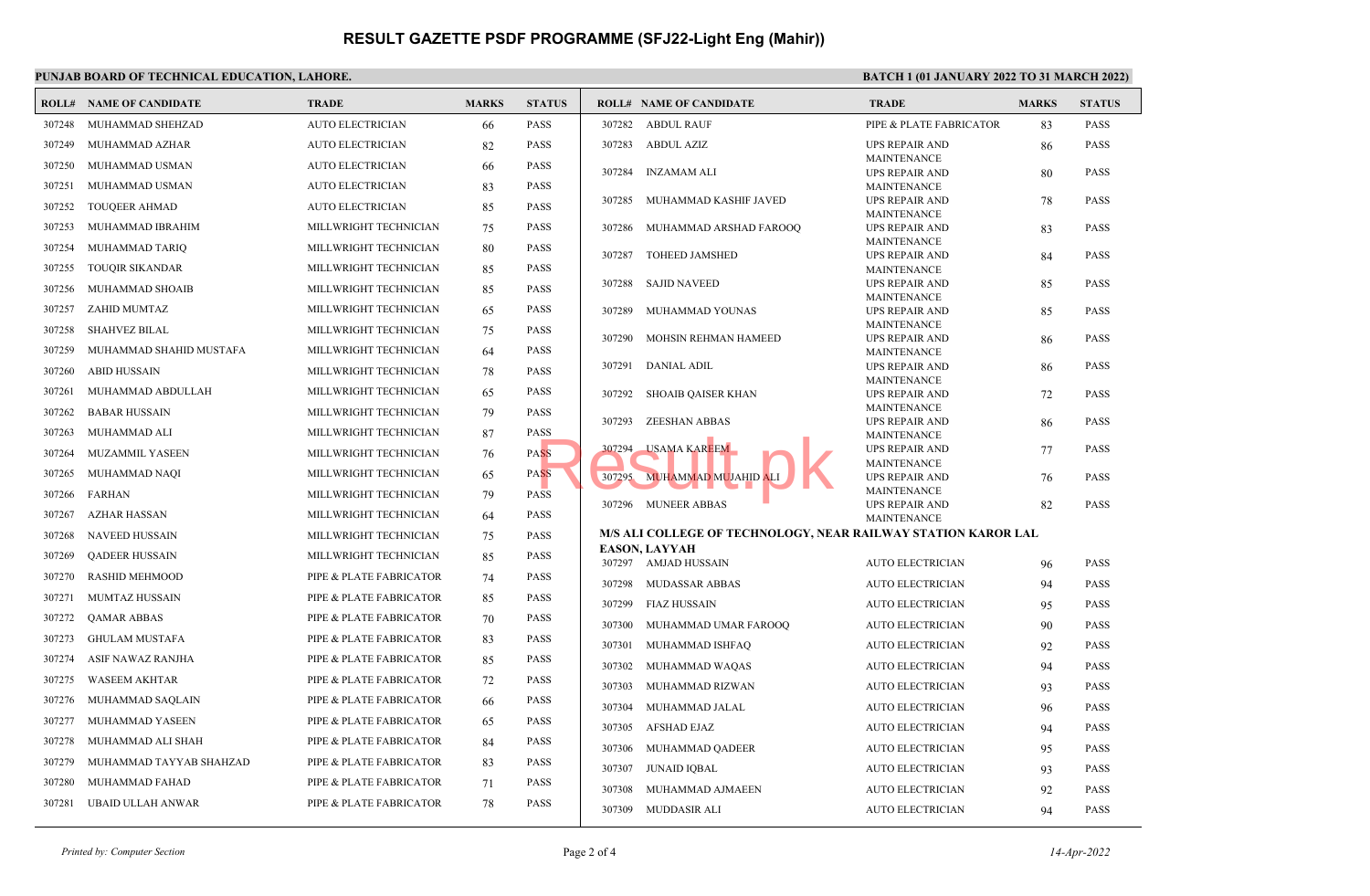# RESULT GAZETTE PSDF PROGRAMME (SFJ22-Light Eng (Mahir))

**PUNJAB BOARD OF TECHNICAL EDUCATION, LAHORE.**

**BATCH 1 (01 JANUARY 2022 TO 31 MARCH 2022)**

| ROLL# | NAME OF CANDIDATE | TRADE | MARKS | STATUS |
|---|---|---|---|---|
| 307248 | MUHAMMAD SHEHZAD | AUTO ELECTRICIAN | 66 | PASS |
| 307249 | MUHAMMAD AZHAR | AUTO ELECTRICIAN | 82 | PASS |
| 307250 | MUHAMMAD USMAN | AUTO ELECTRICIAN | 66 | PASS |
| 307251 | MUHAMMAD USMAN | AUTO ELECTRICIAN | 83 | PASS |
| 307252 | TOUQEER AHMAD | AUTO ELECTRICIAN | 85 | PASS |
| 307253 | MUHAMMAD IBRAHIM | MILLWRIGHT TECHNICIAN | 75 | PASS |
| 307254 | MUHAMMAD TARIQ | MILLWRIGHT TECHNICIAN | 80 | PASS |
| 307255 | TOUQIR SIKANDAR | MILLWRIGHT TECHNICIAN | 85 | PASS |
| 307256 | MUHAMMAD SHOAIB | MILLWRIGHT TECHNICIAN | 85 | PASS |
| 307257 | ZAHID MUMTAZ | MILLWRIGHT TECHNICIAN | 65 | PASS |
| 307258 | SHAHVEZ BILAL | MILLWRIGHT TECHNICIAN | 75 | PASS |
| 307259 | MUHAMMAD SHAHID MUSTAFA | MILLWRIGHT TECHNICIAN | 64 | PASS |
| 307260 | ABID HUSSAIN | MILLWRIGHT TECHNICIAN | 78 | PASS |
| 307261 | MUHAMMAD ABDULLAH | MILLWRIGHT TECHNICIAN | 65 | PASS |
| 307262 | BABAR HUSSAIN | MILLWRIGHT TECHNICIAN | 79 | PASS |
| 307263 | MUHAMMAD ALI | MILLWRIGHT TECHNICIAN | 87 | PASS |
| 307264 | MUZAMMIL YASEEN | MILLWRIGHT TECHNICIAN | 76 | PASS |
| 307265 | MUHAMMAD NAQI | MILLWRIGHT TECHNICIAN | 65 | PASS |
| 307266 | FARHAN | MILLWRIGHT TECHNICIAN | 79 | PASS |
| 307267 | AZHAR HASSAN | MILLWRIGHT TECHNICIAN | 64 | PASS |
| 307268 | NAVEED HUSSAIN | MILLWRIGHT TECHNICIAN | 75 | PASS |
| 307269 | QADEER HUSSAIN | MILLWRIGHT TECHNICIAN | 85 | PASS |
| 307270 | RASHID MEHMOOD | PIPE & PLATE FABRICATOR | 74 | PASS |
| 307271 | MUMTAZ HUSSAIN | PIPE & PLATE FABRICATOR | 85 | PASS |
| 307272 | QAMAR ABBAS | PIPE & PLATE FABRICATOR | 70 | PASS |
| 307273 | GHULAM MUSTAFA | PIPE & PLATE FABRICATOR | 83 | PASS |
| 307274 | ASIF NAWAZ RANJHA | PIPE & PLATE FABRICATOR | 85 | PASS |
| 307275 | WASEEM AKHTAR | PIPE & PLATE FABRICATOR | 72 | PASS |
| 307276 | MUHAMMAD SAQLAIN | PIPE & PLATE FABRICATOR | 66 | PASS |
| 307277 | MUHAMMAD YASEEN | PIPE & PLATE FABRICATOR | 65 | PASS |
| 307278 | MUHAMMAD ALI SHAH | PIPE & PLATE FABRICATOR | 84 | PASS |
| 307279 | MUHAMMAD TAYYAB SHAHZAD | PIPE & PLATE FABRICATOR | 83 | PASS |
| 307280 | MUHAMMAD FAHAD | PIPE & PLATE FABRICATOR | 71 | PASS |
| 307281 | UBAID ULLAH ANWAR | PIPE & PLATE FABRICATOR | 78 | PASS |
| 307282 | ABDUL RAUF | PIPE & PLATE FABRICATOR | 83 | PASS |
| 307283 | ABDUL AZIZ | UPS REPAIR AND MAINTENANCE | 86 | PASS |
| 307284 | INZAMAM ALI | UPS REPAIR AND MAINTENANCE | 80 | PASS |
| 307285 | MUHAMMAD KASHIF JAVED | UPS REPAIR AND MAINTENANCE | 78 | PASS |
| 307286 | MUHAMMAD ARSHAD FAROOQ | UPS REPAIR AND MAINTENANCE | 83 | PASS |
| 307287 | TOHEED JAMSHED | UPS REPAIR AND MAINTENANCE | 84 | PASS |
| 307288 | SAJID NAVEED | UPS REPAIR AND MAINTENANCE | 85 | PASS |
| 307289 | MUHAMMAD YOUNAS | UPS REPAIR AND MAINTENANCE | 85 | PASS |
| 307290 | MOHSIN REHMAN HAMEED | UPS REPAIR AND MAINTENANCE | 86 | PASS |
| 307291 | DANIAL ADIL | UPS REPAIR AND MAINTENANCE | 86 | PASS |
| 307292 | SHOAIB QAISER KHAN | UPS REPAIR AND MAINTENANCE | 72 | PASS |
| 307293 | ZEESHAN ABBAS | UPS REPAIR AND MAINTENANCE | 86 | PASS |
| 307294 | USAMA KAREEM | UPS REPAIR AND MAINTENANCE | 77 | PASS |
| 307295 | MUHAMMAD MUJAHID ALI | UPS REPAIR AND MAINTENANCE | 76 | PASS |
| 307296 | MUNEER ABBAS | UPS REPAIR AND MAINTENANCE | 82 | PASS |

**M/S ALI COLLEGE OF TECHNOLOGY, NEAR RAILWAY STATION KAROR LAL EASON, LAYYAH**

| ROLL# | NAME OF CANDIDATE | TRADE | MARKS | STATUS |
|---|---|---|---|---|
| 307297 | AMJAD HUSSAIN | AUTO ELECTRICIAN | 96 | PASS |
| 307298 | MUDASSAR ABBAS | AUTO ELECTRICIAN | 94 | PASS |
| 307299 | FIAZ HUSSAIN | AUTO ELECTRICIAN | 95 | PASS |
| 307300 | MUHAMMAD UMAR FAROOQ | AUTO ELECTRICIAN | 90 | PASS |
| 307301 | MUHAMMAD ISHFAQ | AUTO ELECTRICIAN | 92 | PASS |
| 307302 | MUHAMMAD WAQAS | AUTO ELECTRICIAN | 94 | PASS |
| 307303 | MUHAMMAD RIZWAN | AUTO ELECTRICIAN | 93 | PASS |
| 307304 | MUHAMMAD JALAL | AUTO ELECTRICIAN | 96 | PASS |
| 307305 | AFSHAD EJAZ | AUTO ELECTRICIAN | 94 | PASS |
| 307306 | MUHAMMAD QADEER | AUTO ELECTRICIAN | 95 | PASS |
| 307307 | JUNAID IQBAL | AUTO ELECTRICIAN | 93 | PASS |
| 307308 | MUHAMMAD AJMAEEN | AUTO ELECTRICIAN | 92 | PASS |
| 307309 | MUDDASIR ALI | AUTO ELECTRICIAN | 94 | PASS |

*Printed by: Computer Section*

*14-Apr-2022*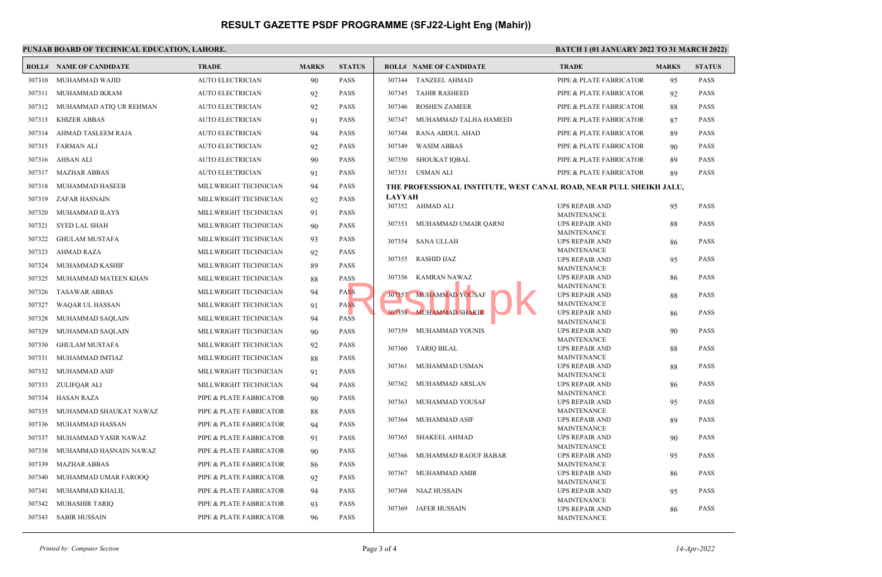# RESULT GAZETTE PSDF PROGRAMME (SFJ22-Light Eng (Mahir))

**PUNJAB BOARD OF TECHNICAL EDUCATION, LAHORE.**

**BATCH 1 (01 JANUARY 2022 TO 31 MARCH 2022)**

| ROLL# | NAME OF CANDIDATE | TRADE | MARKS | STATUS |
|---|---|---|---|---|
| 307310 | MUHAMMAD WAJID | AUTO ELECTRICIAN | 90 | PASS |
| 307311 | MUHAMMAD IKRAM | AUTO ELECTRICIAN | 92 | PASS |
| 307312 | MUHAMMAD ATIQ UR REHMAN | AUTO ELECTRICIAN | 92 | PASS |
| 307313 | KHIZER ABBAS | AUTO ELECTRICIAN | 91 | PASS |
| 307314 | AHMAD TASLEEM RAJA | AUTO ELECTRICIAN | 94 | PASS |
| 307315 | FARMAN ALI | AUTO ELECTRICIAN | 92 | PASS |
| 307316 | AHSAN ALI | AUTO ELECTRICIAN | 90 | PASS |
| 307317 | MAZHAR ABBAS | AUTO ELECTRICIAN | 91 | PASS |
| 307318 | MUHAMMAD HASEEB | MILLWRIGHT TECHNICIAN | 94 | PASS |
| 307319 | ZAFAR HASNAIN | MILLWRIGHT TECHNICIAN | 92 | PASS |
| 307320 | MUHAMMAD ILAYS | MILLWRIGHT TECHNICIAN | 91 | PASS |
| 307321 | SYED LAL SHAH | MILLWRIGHT TECHNICIAN | 90 | PASS |
| 307322 | GHULAM MUSTAFA | MILLWRIGHT TECHNICIAN | 93 | PASS |
| 307323 | AHMAD RAZA | MILLWRIGHT TECHNICIAN | 92 | PASS |
| 307324 | MUHAMMAD KASHIF | MILLWRIGHT TECHNICIAN | 89 | PASS |
| 307325 | MUHAMMAD MATEEN KHAN | MILLWRIGHT TECHNICIAN | 88 | PASS |
| 307326 | TASAWAR ABBAS | MILLWRIGHT TECHNICIAN | 94 | PASS |
| 307327 | WAQAR UL HASSAN | MILLWRIGHT TECHNICIAN | 91 | PASS |
| 307328 | MUHAMMAD SAQLAIN | MILLWRIGHT TECHNICIAN | 94 | PASS |
| 307329 | MUHAMMAD SAQLAIN | MILLWRIGHT TECHNICIAN | 90 | PASS |
| 307330 | GHULAM MUSTAFA | MILLWRIGHT TECHNICIAN | 92 | PASS |
| 307331 | MUHAMMAD IMTIAZ | MILLWRIGHT TECHNICIAN | 88 | PASS |
| 307332 | MUHAMMAD ASIF | MILLWRIGHT TECHNICIAN | 91 | PASS |
| 307333 | ZULIFQAR ALI | MILLWRIGHT TECHNICIAN | 94 | PASS |
| 307334 | HASAN RAZA | PIPE & PLATE FABRICATOR | 90 | PASS |
| 307335 | MUHAMMAD SHAUKAT NAWAZ | PIPE & PLATE FABRICATOR | 88 | PASS |
| 307336 | MUHAMMAD HASSAN | PIPE & PLATE FABRICATOR | 94 | PASS |
| 307337 | MUHAMMAD YASIR NAWAZ | PIPE & PLATE FABRICATOR | 91 | PASS |
| 307338 | MUHAMMAD HASNAIN NAWAZ | PIPE & PLATE FABRICATOR | 90 | PASS |
| 307339 | MAZHAR ABBAS | PIPE & PLATE FABRICATOR | 86 | PASS |
| 307340 | MUHAMMAD UMAR FAROOQ | PIPE & PLATE FABRICATOR | 92 | PASS |
| 307341 | MUHAMMAD KHALIL | PIPE & PLATE FABRICATOR | 94 | PASS |
| 307342 | MUBASHIR TARIQ | PIPE & PLATE FABRICATOR | 93 | PASS |
| 307343 | SABIR HUSSAIN | PIPE & PLATE FABRICATOR | 96 | PASS |
| 307344 | TANZEEL AHMAD | PIPE & PLATE FABRICATOR | 95 | PASS |
| 307345 | TAHIR RASHEED | PIPE & PLATE FABRICATOR | 92 | PASS |
| 307346 | ROSHEN ZAMEER | PIPE & PLATE FABRICATOR | 88 | PASS |
| 307347 | MUHAMMAD TALHA HAMEED | PIPE & PLATE FABRICATOR | 87 | PASS |
| 307348 | RANA ABDUL AHAD | PIPE & PLATE FABRICATOR | 89 | PASS |
| 307349 | WASIM ABBAS | PIPE & PLATE FABRICATOR | 90 | PASS |
| 307350 | SHOUKAT IQBAL | PIPE & PLATE FABRICATOR | 89 | PASS |
| 307351 | USMAN ALI | PIPE & PLATE FABRICATOR | 89 | PASS |

**THE PROFESSIONAL INSTITUTE, WEST CANAL ROAD, NEAR PULL SHEIKH JALU, LAYYAH**

| ROLL# | NAME OF CANDIDATE | TRADE | MARKS | STATUS |
|---|---|---|---|---|
| 307352 | AHMAD ALI | UPS REPAIR AND MAINTENANCE | 95 | PASS |
| 307353 | MUHAMMAD UMAIR QARNI | UPS REPAIR AND MAINTENANCE | 88 | PASS |
| 307354 | SANA ULLAH | UPS REPAIR AND MAINTENANCE | 86 | PASS |
| 307355 | RASHID IJAZ | UPS REPAIR AND MAINTENANCE | 95 | PASS |
| 307356 | KAMRAN NAWAZ | UPS REPAIR AND MAINTENANCE | 86 | PASS |
| 307357 | MUHAMMAD YOUSAF | UPS REPAIR AND MAINTENANCE | 88 | PASS |
| 307358 | MUHAMMAD SHAKIR | UPS REPAIR AND MAINTENANCE | 86 | PASS |
| 307359 | MUHAMMAD YOUNIS | UPS REPAIR AND MAINTENANCE | 90 | PASS |
| 307360 | TARIQ BILAL | UPS REPAIR AND MAINTENANCE | 88 | PASS |
| 307361 | MUHAMMAD USMAN | UPS REPAIR AND MAINTENANCE | 88 | PASS |
| 307362 | MUHAMMAD ARSLAN | UPS REPAIR AND MAINTENANCE | 86 | PASS |
| 307363 | MUHAMMAD YOUSAF | UPS REPAIR AND MAINTENANCE | 95 | PASS |
| 307364 | MUHAMMAD ASIF | UPS REPAIR AND MAINTENANCE | 89 | PASS |
| 307365 | SHAKEEL AHMAD | UPS REPAIR AND MAINTENANCE | 90 | PASS |
| 307366 | MUHAMMAD RAOUF BABAR | UPS REPAIR AND MAINTENANCE | 95 | PASS |
| 307367 | MUHAMMAD AMIR | UPS REPAIR AND MAINTENANCE | 86 | PASS |
| 307368 | NIAZ HUSSAIN | UPS REPAIR AND MAINTENANCE | 95 | PASS |
| 307369 | JAFER HUSSAIN | UPS REPAIR AND MAINTENANCE | 86 | PASS |

*Printed by: Computer Section*

*14-Apr-2022*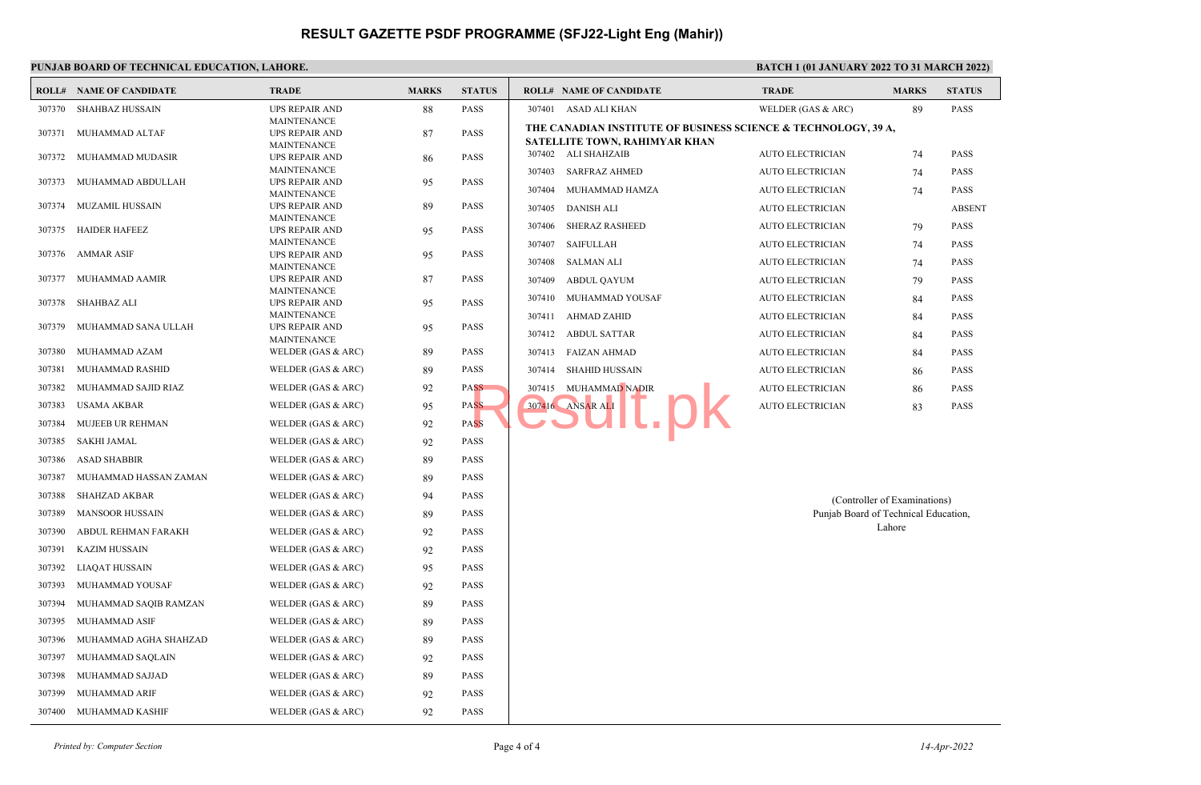# RESULT GAZETTE PSDF PROGRAMME (SFJ22-Light Eng (Mahir))

**PUNJAB BOARD OF TECHNICAL EDUCATION, LAHORE.**

**BATCH 1 (01 JANUARY 2022 TO 31 MARCH 2022)**

| ROLL# | NAME OF CANDIDATE | TRADE | MARKS | STATUS |
|---|---|---|---|---|
| 307370 | SHAHBAZ HUSSAIN | UPS REPAIR AND MAINTENANCE | 88 | PASS |
| 307371 | MUHAMMAD ALTAF | UPS REPAIR AND MAINTENANCE | 87 | PASS |
| 307372 | MUHAMMAD MUDASIR | UPS REPAIR AND MAINTENANCE | 86 | PASS |
| 307373 | MUHAMMAD ABDULLAH | UPS REPAIR AND MAINTENANCE | 95 | PASS |
| 307374 | MUZAMIL HUSSAIN | UPS REPAIR AND MAINTENANCE | 89 | PASS |
| 307375 | HAIDER HAFEEZ | UPS REPAIR AND MAINTENANCE | 95 | PASS |
| 307376 | AMMAR ASIF | UPS REPAIR AND MAINTENANCE | 95 | PASS |
| 307377 | MUHAMMAD AAMIR | UPS REPAIR AND MAINTENANCE | 87 | PASS |
| 307378 | SHAHBAZ ALI | UPS REPAIR AND MAINTENANCE | 95 | PASS |
| 307379 | MUHAMMAD SANA ULLAH | UPS REPAIR AND MAINTENANCE | 95 | PASS |
| 307380 | MUHAMMAD AZAM | WELDER (GAS & ARC) | 89 | PASS |
| 307381 | MUHAMMAD RASHID | WELDER (GAS & ARC) | 89 | PASS |
| 307382 | MUHAMMAD SAJID RIAZ | WELDER (GAS & ARC) | 92 | PASS |
| 307383 | USAMA AKBAR | WELDER (GAS & ARC) | 95 | PASS |
| 307384 | MUJEEB UR REHMAN | WELDER (GAS & ARC) | 92 | PASS |
| 307385 | SAKHI JAMAL | WELDER (GAS & ARC) | 92 | PASS |
| 307386 | ASAD SHABBIR | WELDER (GAS & ARC) | 89 | PASS |
| 307387 | MUHAMMAD HASSAN ZAMAN | WELDER (GAS & ARC) | 89 | PASS |
| 307388 | SHAHZAD AKBAR | WELDER (GAS & ARC) | 94 | PASS |
| 307389 | MANSOOR HUSSAIN | WELDER (GAS & ARC) | 89 | PASS |
| 307390 | ABDUL REHMAN FARAKH | WELDER (GAS & ARC) | 92 | PASS |
| 307391 | KAZIM HUSSAIN | WELDER (GAS & ARC) | 92 | PASS |
| 307392 | LIAQAT HUSSAIN | WELDER (GAS & ARC) | 95 | PASS |
| 307393 | MUHAMMAD YOUSAF | WELDER (GAS & ARC) | 92 | PASS |
| 307394 | MUHAMMAD SAQIB RAMZAN | WELDER (GAS & ARC) | 89 | PASS |
| 307395 | MUHAMMAD ASIF | WELDER (GAS & ARC) | 89 | PASS |
| 307396 | MUHAMMAD AGHA SHAHZAD | WELDER (GAS & ARC) | 89 | PASS |
| 307397 | MUHAMMAD SAQLAIN | WELDER (GAS & ARC) | 92 | PASS |
| 307398 | MUHAMMAD SAJJAD | WELDER (GAS & ARC) | 89 | PASS |
| 307399 | MUHAMMAD ARIF | WELDER (GAS & ARC) | 92 | PASS |
| 307400 | MUHAMMAD KASHIF | WELDER (GAS & ARC) | 92 | PASS |
| 307401 | ASAD ALI KHAN | WELDER (GAS & ARC) | 89 | PASS |

**THE CANADIAN INSTITUTE OF BUSINESS SCIENCE & TECHNOLOGY, 39 A, SATELLITE TOWN, RAHIMYAR KHAN**

| ROLL# | NAME OF CANDIDATE | TRADE | MARKS | STATUS |
|---|---|---|---|---|
| 307402 | ALI SHAHZAIB | AUTO ELECTRICIAN | 74 | PASS |
| 307403 | SARFRAZ AHMED | AUTO ELECTRICIAN | 74 | PASS |
| 307404 | MUHAMMAD HAMZA | AUTO ELECTRICIAN | 74 | PASS |
| 307405 | DANISH ALI | AUTO ELECTRICIAN | | ABSENT |
| 307406 | SHERAZ RASHEED | AUTO ELECTRICIAN | 79 | PASS |
| 307407 | SAIFULLAH | AUTO ELECTRICIAN | 74 | PASS |
| 307408 | SALMAN ALI | AUTO ELECTRICIAN | 74 | PASS |
| 307409 | ABDUL QAYUM | AUTO ELECTRICIAN | 79 | PASS |
| 307410 | MUHAMMAD YOUSAF | AUTO ELECTRICIAN | 84 | PASS |
| 307411 | AHMAD ZAHID | AUTO ELECTRICIAN | 84 | PASS |
| 307412 | ABDUL SATTAR | AUTO ELECTRICIAN | 84 | PASS |
| 307413 | FAIZAN AHMAD | AUTO ELECTRICIAN | 84 | PASS |
| 307414 | SHAHID HUSSAIN | AUTO ELECTRICIAN | 86 | PASS |
| 307415 | MUHAMMAD NADIR | AUTO ELECTRICIAN | 86 | PASS |
| 307416 | ANSAR ALI | AUTO ELECTRICIAN | 83 | PASS |

(Controller of Examinations)
Punjab Board of Technical Education,
Lahore

*Printed by: Computer Section*

*14-Apr-2022*